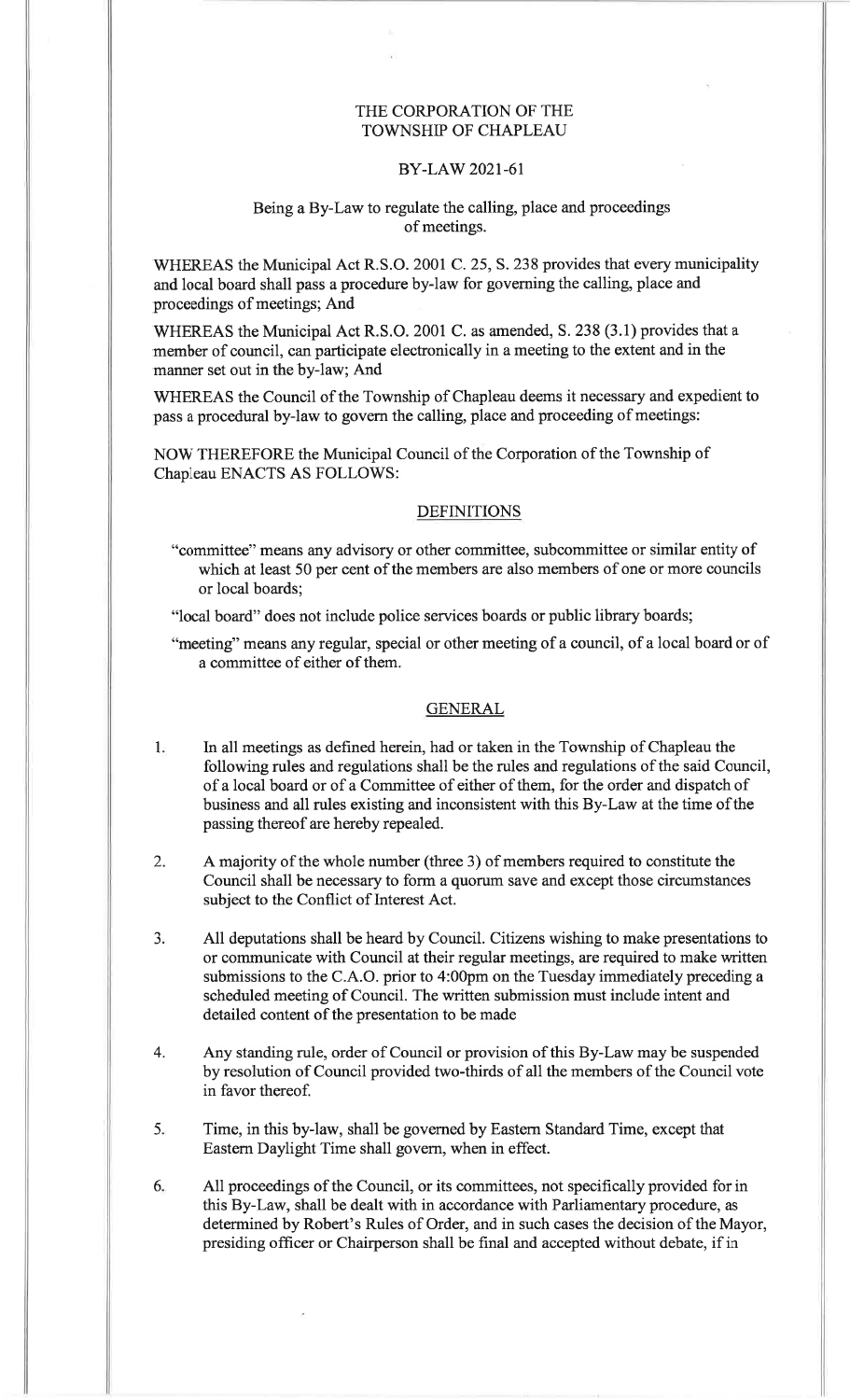THE CORPORATION OF THE
TOWNSHIP OF CHAPLEAU

BY-LAW 2021-61

Being a By-Law to regulate the calling, place and proceedings of meetings.

WHEREAS the Municipal Act R.S.O. 2001 C. 25, S. 238 provides that every municipality and local board shall pass a procedure by-law for governing the calling, place and proceedings of meetings; And

WHEREAS the Municipal Act R.S.O. 2001 C. as amended, S. 238 (3.1) provides that a member of council, can participate electronically in a meeting to the extent and in the manner set out in the by-law; And

WHEREAS the Council of the Township of Chapleau deems it necessary and expedient to pass a procedural by-law to govern the calling, place and proceeding of meetings:

NOW THEREFORE the Municipal Council of the Corporation of the Township of Chapleau ENACTS AS FOLLOWS:

## DEFINITIONS

"committee" means any advisory or other committee, subcommittee or similar entity of which at least 50 per cent of the members are also members of one or more councils or local boards;

"local board" does not include police services boards or public library boards;

"meeting" means any regular, special or other meeting of a council, of a local board or of a committee of either of them.

## GENERAL

1. In all meetings as defined herein, had or taken in the Township of Chapleau the following rules and regulations shall be the rules and regulations of the said Council, of a local board or of a Committee of either of them, for the order and dispatch of business and all rules existing and inconsistent with this By-Law at the time of the passing thereof are hereby repealed.

2. A majority of the whole number (three 3) of members required to constitute the Council shall be necessary to form a quorum save and except those circumstances subject to the Conflict of Interest Act.

3. All deputations shall be heard by Council. Citizens wishing to make presentations to or communicate with Council at their regular meetings, are required to make written submissions to the C.A.O. prior to 4:00pm on the Tuesday immediately preceding a scheduled meeting of Council. The written submission must include intent and detailed content of the presentation to be made

4. Any standing rule, order of Council or provision of this By-Law may be suspended by resolution of Council provided two-thirds of all the members of the Council vote in favor thereof.

5. Time, in this by-law, shall be governed by Eastern Standard Time, except that Eastern Daylight Time shall govern, when in effect.

6. All proceedings of the Council, or its committees, not specifically provided for in this By-Law, shall be dealt with in accordance with Parliamentary procedure, as determined by Robert's Rules of Order, and in such cases the decision of the Mayor, presiding officer or Chairperson shall be final and accepted without debate, if in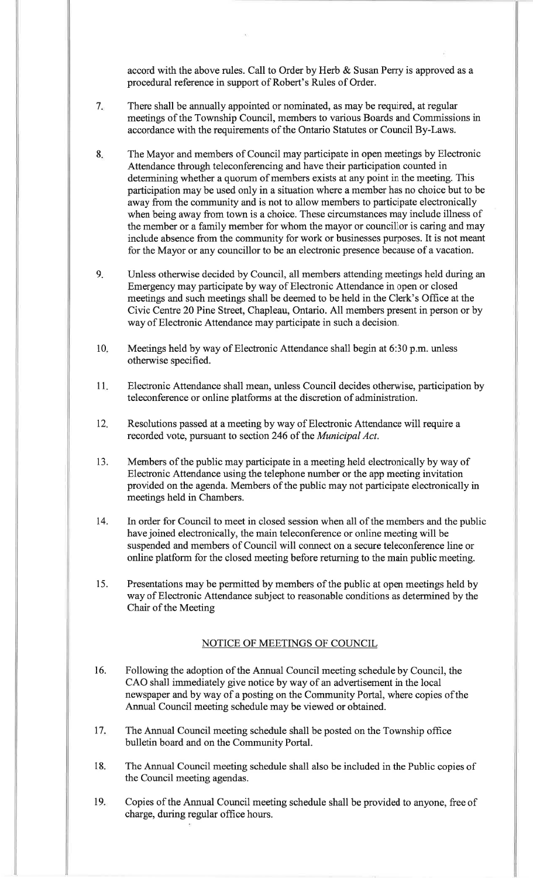accord with the above rules. Call to Order by Herb & Susan Perry is approved as a procedural reference in support of Robert's Rules of Order.

7. There shall be annually appointed or nominated, as may be required, at regular meetings of the Township Council, members to various Boards and Commissions in accordance with the requirements of the Ontario Statutes or Council By-Laws.

8. The Mayor and members of Council may participate in open meetings by Electronic Attendance through teleconferencing and have their participation counted in determining whether a quorum of members exists at any point in the meeting. This participation may be used only in a situation where a member has no choice but to be away from the community and is not to allow members to participate electronically when being away from town is a choice. These circumstances may include illness of the member or a family member for whom the mayor or councillor is caring and may include absence from the community for work or businesses purposes. It is not meant for the Mayor or any councillor to be an electronic presence because of a vacation.

9. Unless otherwise decided by Council, all members attending meetings held during an Emergency may participate by way of Electronic Attendance in open or closed meetings and such meetings shall be deemed to be held in the Clerk's Office at the Civic Centre 20 Pine Street, Chapleau, Ontario. All members present in person or by way of Electronic Attendance may participate in such a decision.

10. Meetings held by way of Electronic Attendance shall begin at 6:30 p.m. unless otherwise specified.

11. Electronic Attendance shall mean, unless Council decides otherwise, participation by teleconference or online platforms at the discretion of administration.

12. Resolutions passed at a meeting by way of Electronic Attendance will require a recorded vote, pursuant to section 246 of the *Municipal Act*.

13. Members of the public may participate in a meeting held electronically by way of Electronic Attendance using the telephone number or the app meeting invitation provided on the agenda. Members of the public may not participate electronically in meetings held in Chambers.

14. In order for Council to meet in closed session when all of the members and the public have joined electronically, the main teleconference or online meeting will be suspended and members of Council will connect on a secure teleconference line or online platform for the closed meeting before returning to the main public meeting.

15. Presentations may be permitted by members of the public at open meetings held by way of Electronic Attendance subject to reasonable conditions as determined by the Chair of the Meeting

## NOTICE OF MEETINGS OF COUNCIL

16. Following the adoption of the Annual Council meeting schedule by Council, the CAO shall immediately give notice by way of an advertisement in the local newspaper and by way of a posting on the Community Portal, where copies of the Annual Council meeting schedule may be viewed or obtained.

17. The Annual Council meeting schedule shall be posted on the Township office bulletin board and on the Community Portal.

18. The Annual Council meeting schedule shall also be included in the Public copies of the Council meeting agendas.

19. Copies of the Annual Council meeting schedule shall be provided to anyone, free of charge, during regular office hours.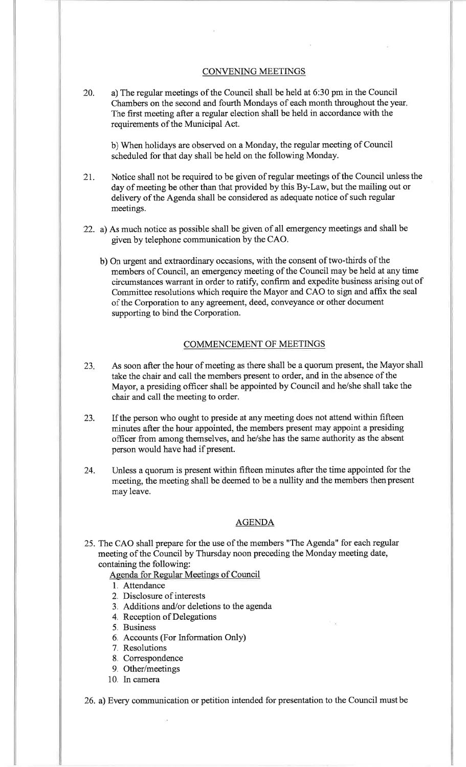## CONVENING MEETINGS

20. a) The regular meetings of the Council shall be held at 6:30 pm in the Council Chambers on the second and fourth Mondays of each month throughout the year. The first meeting after a regular election shall be held in accordance with the requirements of the Municipal Act.

    b) When holidays are observed on a Monday, the regular meeting of Council scheduled for that day shall be held on the following Monday.

21. Notice shall not be required to be given of regular meetings of the Council unless the day of meeting be other than that provided by this By-Law, but the mailing out or delivery of the Agenda shall be considered as adequate notice of such regular meetings.

22. a) As much notice as possible shall be given of all emergency meetings and shall be given by telephone communication by the CAO.

    b) On urgent and extraordinary occasions, with the consent of two-thirds of the members of Council, an emergency meeting of the Council may be held at any time circumstances warrant in order to ratify, confirm and expedite business arising out of Committee resolutions which require the Mayor and CAO to sign and affix the seal of the Corporation to any agreement, deed, conveyance or other document supporting to bind the Corporation.

## COMMENCEMENT OF MEETINGS

23. As soon after the hour of meeting as there shall be a quorum present, the Mayor shall take the chair and call the members present to order, and in the absence of the Mayor, a presiding officer shall be appointed by Council and he/she shall take the chair and call the meeting to order.

23. If the person who ought to preside at any meeting does not attend within fifteen minutes after the hour appointed, the members present may appoint a presiding officer from among themselves, and he/she has the same authority as the absent person would have had if present.

24. Unless a quorum is present within fifteen minutes after the time appointed for the meeting, the meeting shall be deemed to be a nullity and the members then present may leave.

## AGENDA

25. The CAO shall prepare for the use of the members "The Agenda" for each regular meeting of the Council by Thursday noon preceding the Monday meeting date, containing the following:

    Agenda for Regular Meetings of Council

    1. Attendance
    2. Disclosure of interests
    3. Additions and/or deletions to the agenda
    4. Reception of Delegations
    5. Business
    6. Accounts (For Information Only)
    7. Resolutions
    8. Correspondence
    9. Other/meetings
    10. In camera

26. a) Every communication or petition intended for presentation to the Council must be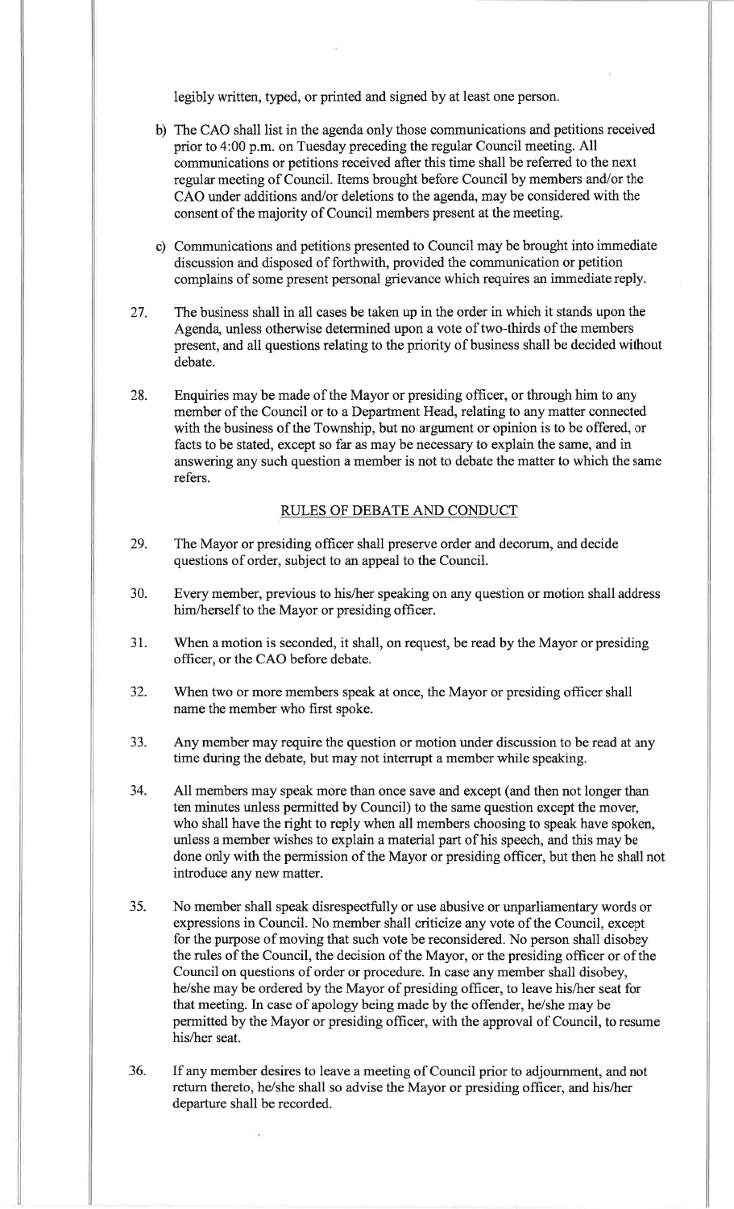legibly written, typed, or printed and signed by at least one person.

b) The CAO shall list in the agenda only those communications and petitions received prior to 4:00 p.m. on Tuesday preceding the regular Council meeting. All communications or petitions received after this time shall be referred to the next regular meeting of Council. Items brought before Council by members and/or the CAO under additions and/or deletions to the agenda, may be considered with the consent of the majority of Council members present at the meeting.

c) Communications and petitions presented to Council may be brought into immediate discussion and disposed of forthwith, provided the communication or petition complains of some present personal grievance which requires an immediate reply.

27. The business shall in all cases be taken up in the order in which it stands upon the Agenda, unless otherwise determined upon a vote of two-thirds of the members present, and all questions relating to the priority of business shall be decided without debate.

28. Enquiries may be made of the Mayor or presiding officer, or through him to any member of the Council or to a Department Head, relating to any matter connected with the business of the Township, but no argument or opinion is to be offered, or facts to be stated, except so far as may be necessary to explain the same, and in answering any such question a member is not to debate the matter to which the same refers.

## RULES OF DEBATE AND CONDUCT

29. The Mayor or presiding officer shall preserve order and decorum, and decide questions of order, subject to an appeal to the Council.

30. Every member, previous to his/her speaking on any question or motion shall address him/herself to the Mayor or presiding officer.

31. When a motion is seconded, it shall, on request, be read by the Mayor or presiding officer, or the CAO before debate.

32. When two or more members speak at once, the Mayor or presiding officer shall name the member who first spoke.

33. Any member may require the question or motion under discussion to be read at any time during the debate, but may not interrupt a member while speaking.

34. All members may speak more than once save and except (and then not longer than ten minutes unless permitted by Council) to the same question except the mover, who shall have the right to reply when all members choosing to speak have spoken, unless a member wishes to explain a material part of his speech, and this may be done only with the permission of the Mayor or presiding officer, but then he shall not introduce any new matter.

35. No member shall speak disrespectfully or use abusive or unparliamentary words or expressions in Council. No member shall criticize any vote of the Council, except for the purpose of moving that such vote be reconsidered. No person shall disobey the rules of the Council, the decision of the Mayor, or the presiding officer or of the Council on questions of order or procedure. In case any member shall disobey, he/she may be ordered by the Mayor of presiding officer, to leave his/her seat for that meeting. In case of apology being made by the offender, he/she may be permitted by the Mayor or presiding officer, with the approval of Council, to resume his/her seat.

36. If any member desires to leave a meeting of Council prior to adjournment, and not return thereto, he/she shall so advise the Mayor or presiding officer, and his/her departure shall be recorded.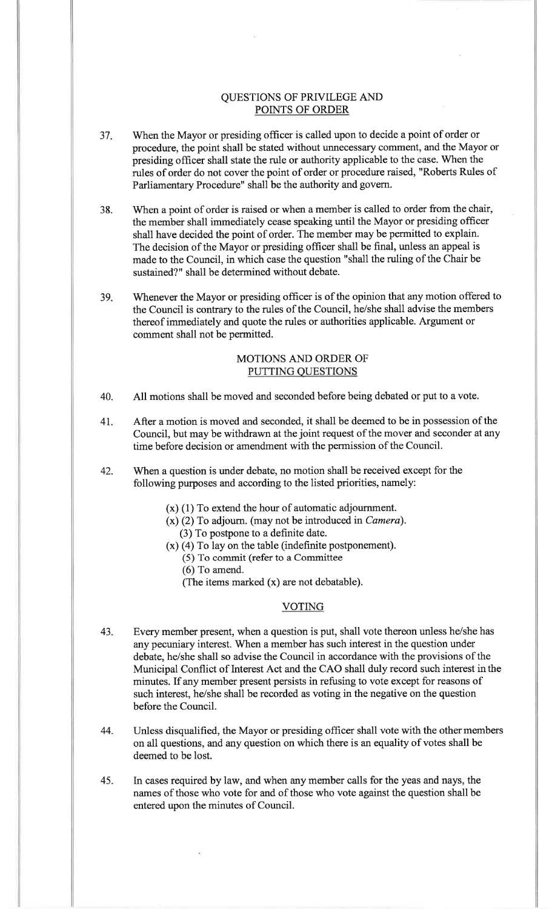## QUESTIONS OF PRIVILEGE AND POINTS OF ORDER

37. When the Mayor or presiding officer is called upon to decide a point of order or procedure, the point shall be stated without unnecessary comment, and the Mayor or presiding officer shall state the rule or authority applicable to the case. When the rules of order do not cover the point of order or procedure raised, "Roberts Rules of Parliamentary Procedure" shall be the authority and govern.

38. When a point of order is raised or when a member is called to order from the chair, the member shall immediately cease speaking until the Mayor or presiding officer shall have decided the point of order. The member may be permitted to explain. The decision of the Mayor or presiding officer shall be final, unless an appeal is made to the Council, in which case the question "shall the ruling of the Chair be sustained?" shall be determined without debate.

39. Whenever the Mayor or presiding officer is of the opinion that any motion offered to the Council is contrary to the rules of the Council, he/she shall advise the members thereof immediately and quote the rules or authorities applicable. Argument or comment shall not be permitted.

## MOTIONS AND ORDER OF PUTTING QUESTIONS

40. All motions shall be moved and seconded before being debated or put to a vote.

41. After a motion is moved and seconded, it shall be deemed to be in possession of the Council, but may be withdrawn at the joint request of the mover and seconder at any time before decision or amendment with the permission of the Council.

42. When a question is under debate, no motion shall be received except for the following purposes and according to the listed priorities, namely:

    (x) (1) To extend the hour of automatic adjournment.
    (x) (2) To adjourn. (may not be introduced in *Camera*).
    (3) To postpone to a definite date.
    (x) (4) To lay on the table (indefinite postponement).
    (5) To commit (refer to a Committee
    (6) To amend.
    (The items marked (x) are not debatable).

## VOTING

43. Every member present, when a question is put, shall vote thereon unless he/she has any pecuniary interest. When a member has such interest in the question under debate, he/she shall so advise the Council in accordance with the provisions of the Municipal Conflict of Interest Act and the CAO shall duly record such interest in the minutes. If any member present persists in refusing to vote except for reasons of such interest, he/she shall be recorded as voting in the negative on the question before the Council.

44. Unless disqualified, the Mayor or presiding officer shall vote with the other members on all questions, and any question on which there is an equality of votes shall be deemed to be lost.

45. In cases required by law, and when any member calls for the yeas and nays, the names of those who vote for and of those who vote against the question shall be entered upon the minutes of Council.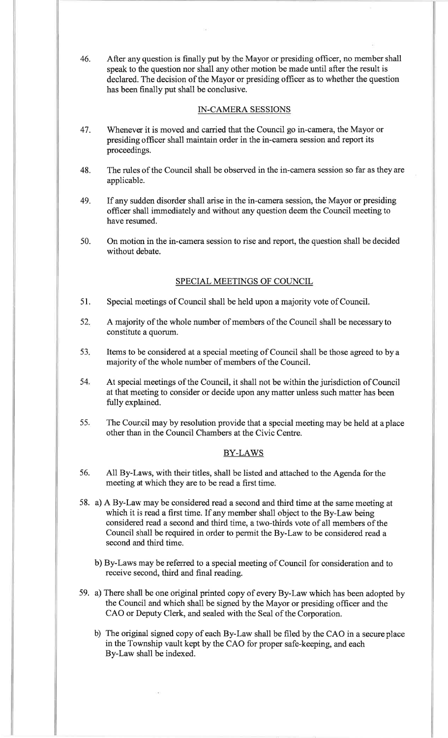46. After any question is finally put by the Mayor or presiding officer, no member shall speak to the question nor shall any other motion be made until after the result is declared. The decision of the Mayor or presiding officer as to whether the question has been finally put shall be conclusive.

## IN-CAMERA SESSIONS

47. Whenever it is moved and carried that the Council go in-camera, the Mayor or presiding officer shall maintain order in the in-camera session and report its proceedings.

48. The rules of the Council shall be observed in the in-camera session so far as they are applicable.

49. If any sudden disorder shall arise in the in-camera session, the Mayor or presiding officer shall immediately and without any question deem the Council meeting to have resumed.

50. On motion in the in-camera session to rise and report, the question shall be decided without debate.

## SPECIAL MEETINGS OF COUNCIL

51. Special meetings of Council shall be held upon a majority vote of Council.

52. A majority of the whole number of members of the Council shall be necessary to constitute a quorum.

53. Items to be considered at a special meeting of Council shall be those agreed to by a majority of the whole number of members of the Council.

54. At special meetings of the Council, it shall not be within the jurisdiction of Council at that meeting to consider or decide upon any matter unless such matter has been fully explained.

55. The Council may by resolution provide that a special meeting may be held at a place other than in the Council Chambers at the Civic Centre.

## BY-LAWS

56. All By-Laws, with their titles, shall be listed and attached to the Agenda for the meeting at which they are to be read a first time.

58. a) A By-Law may be considered read a second and third time at the same meeting at which it is read a first time. If any member shall object to the By-Law being considered read a second and third time, a two-thirds vote of all members of the Council shall be required in order to permit the By-Law to be considered read a second and third time.

    b) By-Laws may be referred to a special meeting of Council for consideration and to receive second, third and final reading.

59. a) There shall be one original printed copy of every By-Law which has been adopted by the Council and which shall be signed by the Mayor or presiding officer and the CAO or Deputy Clerk, and sealed with the Seal of the Corporation.

    b) The original signed copy of each By-Law shall be filed by the CAO in a secure place in the Township vault kept by the CAO for proper safe-keeping, and each By-Law shall be indexed.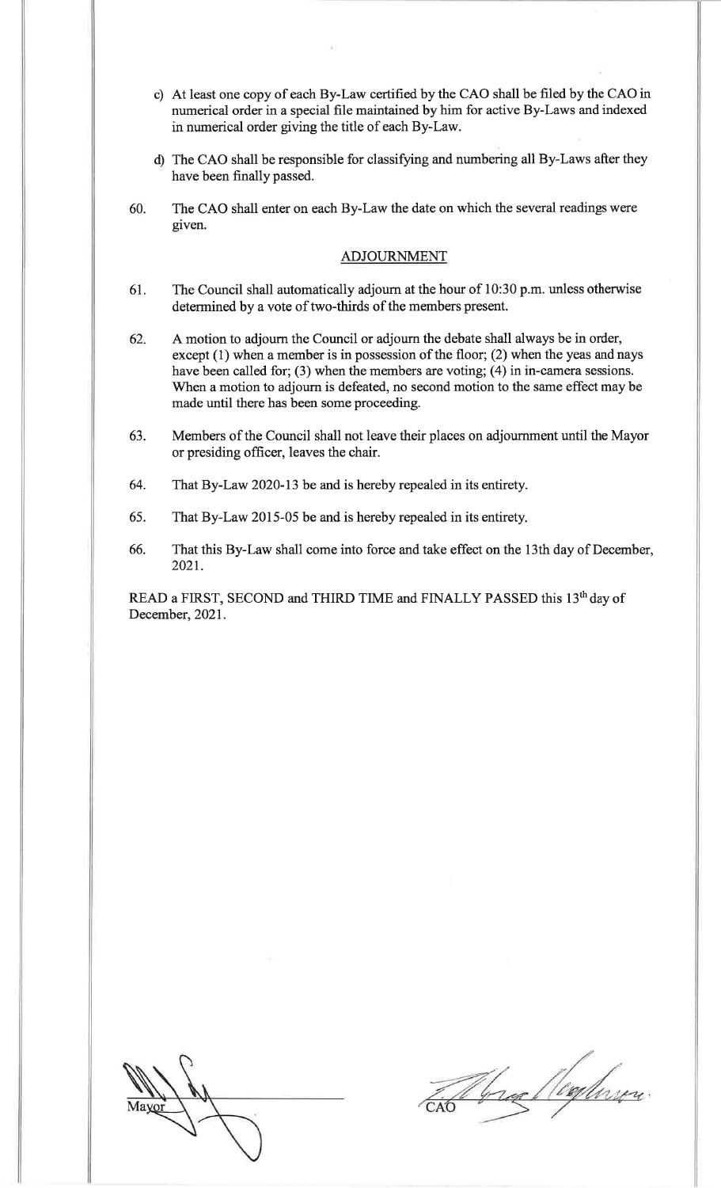c) At least one copy of each By-Law certified by the CAO shall be filed by the CAO in numerical order in a special file maintained by him for active By-Laws and indexed in numerical order giving the title of each By-Law.

d) The CAO shall be responsible for classifying and numbering all By-Laws after they have been finally passed.

60. The CAO shall enter on each By-Law the date on which the several readings were given.

## ADJOURNMENT

61. The Council shall automatically adjourn at the hour of 10:30 p.m. unless otherwise determined by a vote of two-thirds of the members present.

62. A motion to adjourn the Council or adjourn the debate shall always be in order, except (1) when a member is in possession of the floor; (2) when the yeas and nays have been called for; (3) when the members are voting; (4) in in-camera sessions. When a motion to adjourn is defeated, no second motion to the same effect may be made until there has been some proceeding.

63. Members of the Council shall not leave their places on adjournment until the Mayor or presiding officer, leaves the chair.

64. That By-Law 2020-13 be and is hereby repealed in its entirety.

65. That By-Law 2015-05 be and is hereby repealed in its entirety.

66. That this By-Law shall come into force and take effect on the 13th day of December, 2021.

READ a FIRST, SECOND and THIRD TIME and FINALLY PASSED this 13th day of December, 2021.

Mayor

CAO